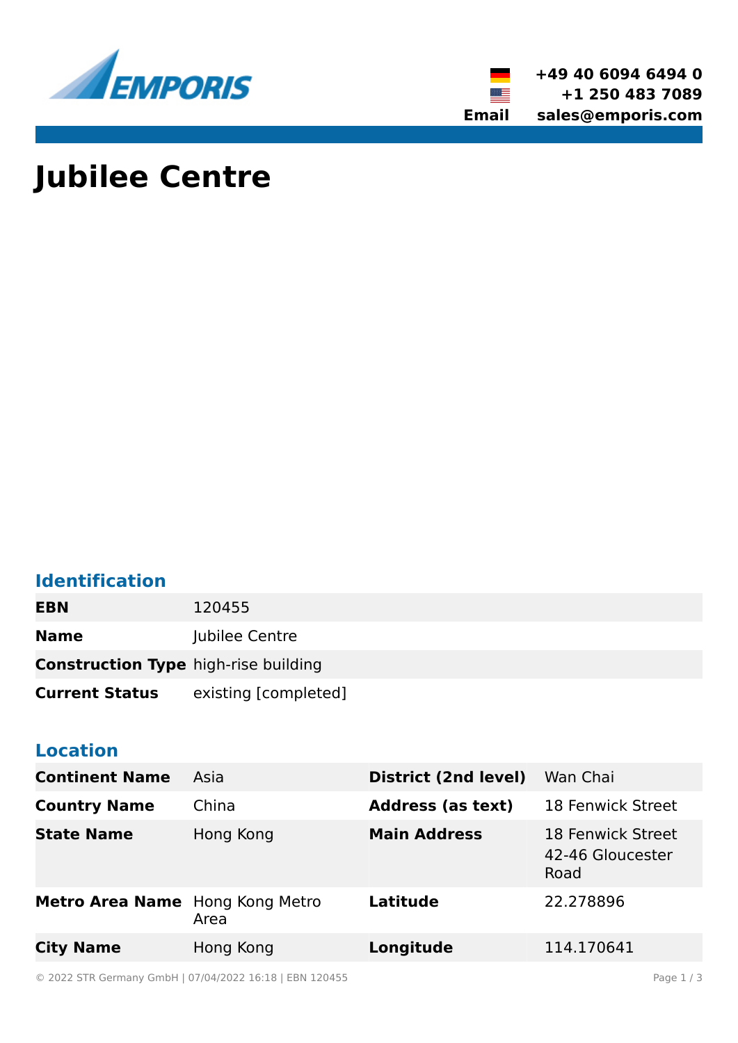+49 40 6094 6494 0
+1 250 483 7089
**Email** sales@emporis.com

# Jubilee Centre

## Identification

| | |
|---|---|
| **EBN** | 120455 |
| **Name** | Jubilee Centre |
| **Construction Type** | high-rise building |
| **Current Status** | existing [completed] |

## Location

| | | | |
|---|---|---|---|
| **Continent Name** | Asia | **District (2nd level)** | Wan Chai |
| **Country Name** | China | **Address (as text)** | 18 Fenwick Street |
| **State Name** | Hong Kong | **Main Address** | 18 Fenwick Street 42-46 Gloucester Road |
| **Metro Area Name** | Hong Kong Metro Area | **Latitude** | 22.278896 |
| **City Name** | Hong Kong | **Longitude** | 114.170641 |

© 2022 STR Germany GmbH | 07/04/2022 16:18 | EBN 120455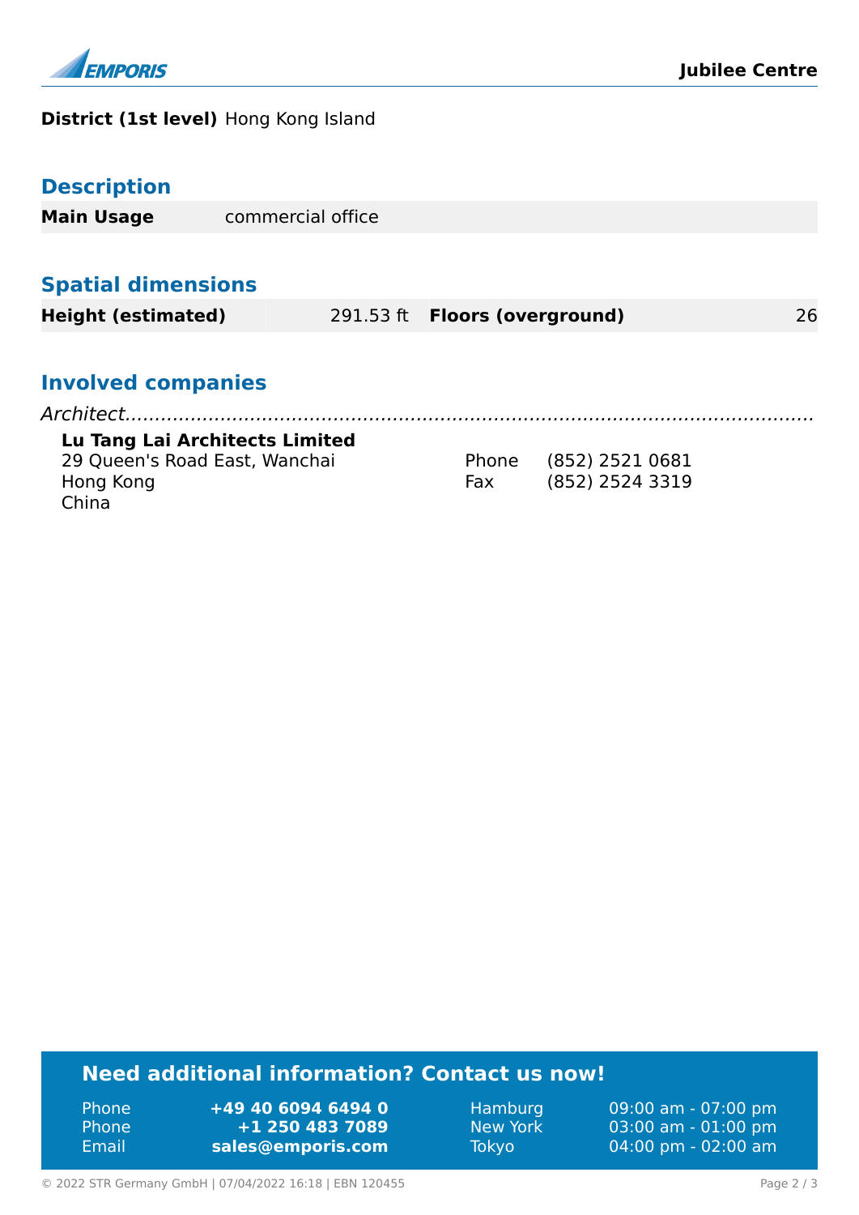**District (1st level)** Hong Kong Island

## Description

| | |
|---|---|
| **Main Usage** | commercial office |

## Spatial dimensions

| | | | |
|---|---|---|---|
| **Height (estimated)** | 291.53 ft | **Floors (overground)** | 26 |

## Involved companies

*Architect*

**Lu Tang Lai Architects Limited**
29 Queen's Road East, Wanchai
Hong Kong
China

Phone (852) 2521 0681
Fax (852) 2524 3319

## Need additional information? Contact us now!

| | | | |
|---|---|---|---|
| Phone | **+49 40 6094 6494 0** | Hamburg | 09:00 am - 07:00 pm |
| Phone | **+1 250 483 7089** | New York | 03:00 am - 01:00 pm |
| Email | **sales@emporis.com** | Tokyo | 04:00 pm - 02:00 am |

© 2022 STR Germany GmbH | 07/04/2022 16:18 | EBN 120455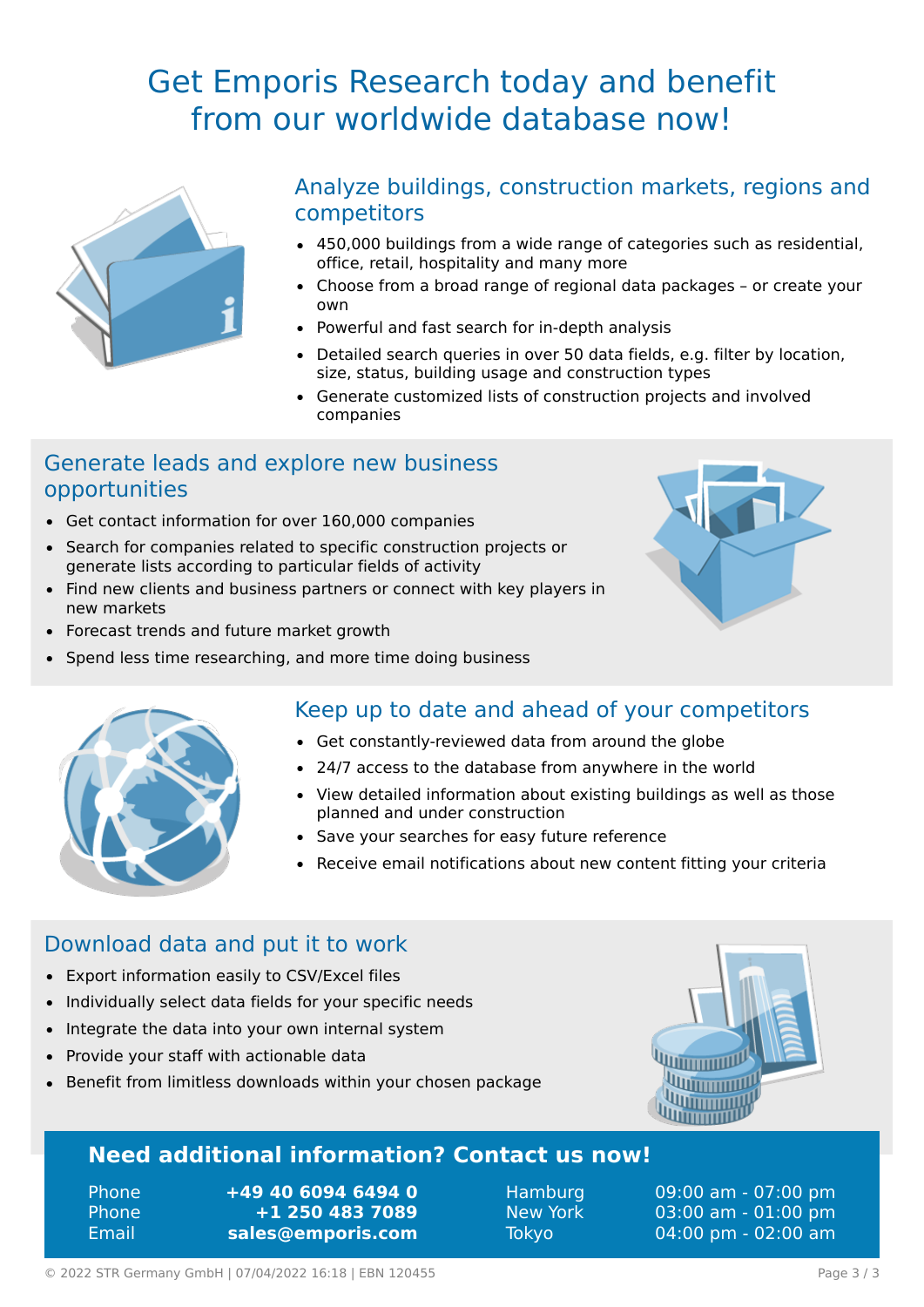# Get Emporis Research today and benefit from our worldwide database now!

## Analyze buildings, construction markets, regions and competitors

- 450,000 buildings from a wide range of categories such as residential, office, retail, hospitality and many more
- Choose from a broad range of regional data packages – or create your own
- Powerful and fast search for in-depth analysis
- Detailed search queries in over 50 data fields, e.g. filter by location, size, status, building usage and construction types
- Generate customized lists of construction projects and involved companies

## Generate leads and explore new business opportunities

- Get contact information for over 160,000 companies
- Search for companies related to specific construction projects or generate lists according to particular fields of activity
- Find new clients and business partners or connect with key players in new markets
- Forecast trends and future market growth
- Spend less time researching, and more time doing business

## Keep up to date and ahead of your competitors

- Get constantly-reviewed data from around the globe
- 24/7 access to the database from anywhere in the world
- View detailed information about existing buildings as well as those planned and under construction
- Save your searches for easy future reference
- Receive email notifications about new content fitting your criteria

## Download data and put it to work

- Export information easily to CSV/Excel files
- Individually select data fields for your specific needs
- Integrate the data into your own internal system
- Provide your staff with actionable data
- Benefit from limitless downloads within your chosen package

### Need additional information? Contact us now!

| | | | |
|---|---|---|---|
| Phone | **+49 40 6094 6494 0** | Hamburg | 09:00 am - 07:00 pm |
| Phone | **+1 250 483 7089** | New York | 03:00 am - 01:00 pm |
| Email | **sales@emporis.com** | Tokyo | 04:00 pm - 02:00 am |

© 2022 STR Germany GmbH | 07/04/2022 16:18 | EBN 120455